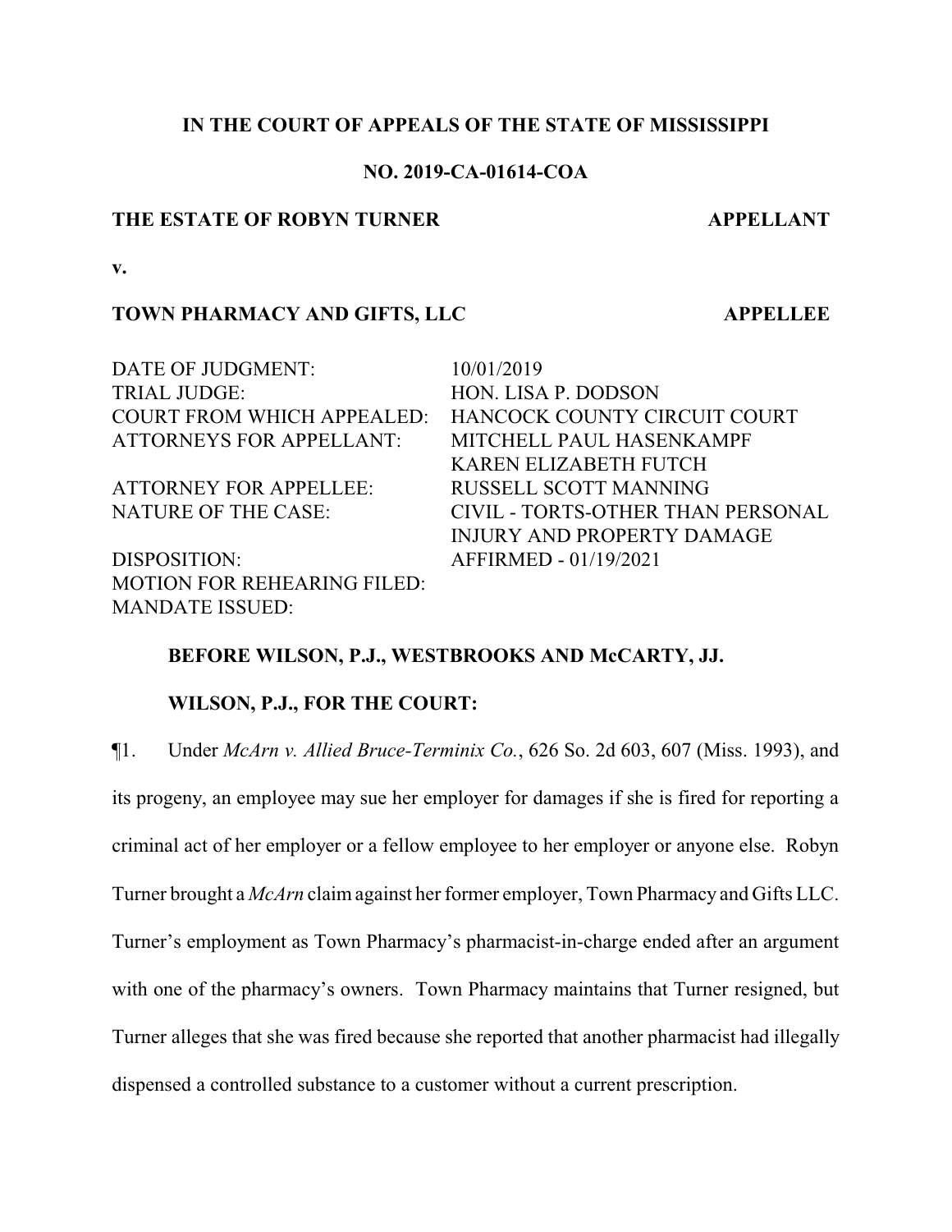**IN THE COURT OF APPEALS OF THE STATE OF MISSISSIPPI**

**NO. 2019-CA-01614-COA**

**THE ESTATE OF ROBYN TURNER** **APPELLANT**

**v.**

**TOWN PHARMACY AND GIFTS, LLC** **APPELLEE**

| | |
|---|---|
| DATE OF JUDGMENT: | 10/01/2019 |
| TRIAL JUDGE: | HON. LISA P. DODSON |
| COURT FROM WHICH APPEALED: | HANCOCK COUNTY CIRCUIT COURT |
| ATTORNEYS FOR APPELLANT: | MITCHELL PAUL HASENKAMPF<br>KAREN ELIZABETH FUTCH |
| ATTORNEY FOR APPELLEE: | RUSSELL SCOTT MANNING |
| NATURE OF THE CASE: | CIVIL - TORTS-OTHER THAN PERSONAL INJURY AND PROPERTY DAMAGE |
| DISPOSITION: | AFFIRMED - 01/19/2021 |
| MOTION FOR REHEARING FILED: | |
| MANDATE ISSUED: | |

**BEFORE WILSON, P.J., WESTBROOKS AND McCARTY, JJ.**

**WILSON, P.J., FOR THE COURT:**

¶1. Under *McArn v. Allied Bruce-Terminix Co.*, 626 So. 2d 603, 607 (Miss. 1993), and its progeny, an employee may sue her employer for damages if she is fired for reporting a criminal act of her employer or a fellow employee to her employer or anyone else. Robyn Turner brought a *McArn* claim against her former employer, Town Pharmacy and Gifts LLC. Turner's employment as Town Pharmacy's pharmacist-in-charge ended after an argument with one of the pharmacy's owners. Town Pharmacy maintains that Turner resigned, but Turner alleges that she was fired because she reported that another pharmacist had illegally dispensed a controlled substance to a customer without a current prescription.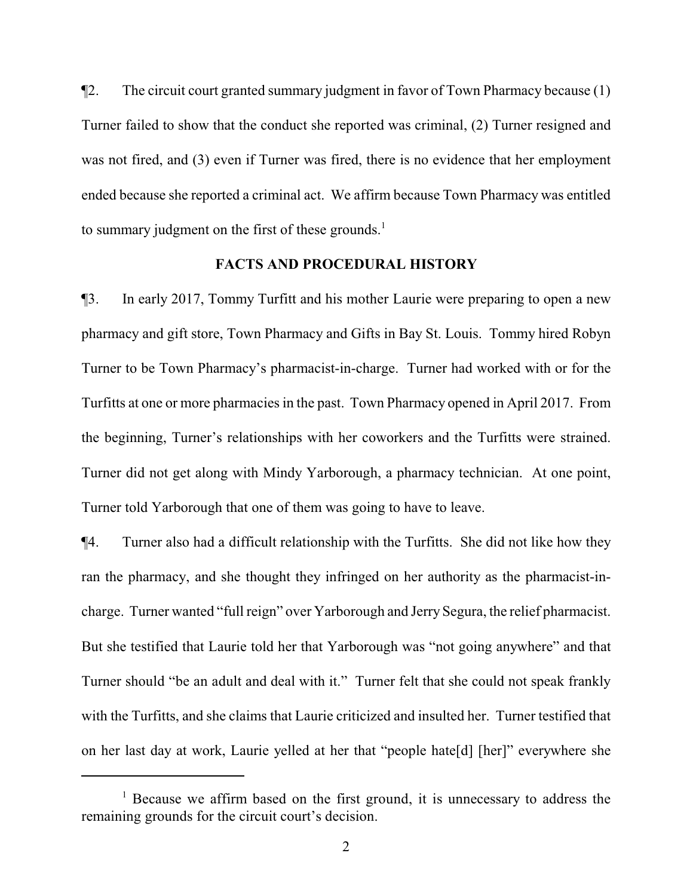¶2. The circuit court granted summary judgment in favor of Town Pharmacy because (1) Turner failed to show that the conduct she reported was criminal, (2) Turner resigned and was not fired, and (3) even if Turner was fired, there is no evidence that her employment ended because she reported a criminal act. We affirm because Town Pharmacy was entitled to summary judgment on the first of these grounds.[1]

## FACTS AND PROCEDURAL HISTORY

¶3. In early 2017, Tommy Turfitt and his mother Laurie were preparing to open a new pharmacy and gift store, Town Pharmacy and Gifts in Bay St. Louis. Tommy hired Robyn Turner to be Town Pharmacy's pharmacist-in-charge. Turner had worked with or for the Turfitts at one or more pharmacies in the past. Town Pharmacy opened in April 2017. From the beginning, Turner's relationships with her coworkers and the Turfitts were strained. Turner did not get along with Mindy Yarborough, a pharmacy technician. At one point, Turner told Yarborough that one of them was going to have to leave.

¶4. Turner also had a difficult relationship with the Turfitts. She did not like how they ran the pharmacy, and she thought they infringed on her authority as the pharmacist-in-charge. Turner wanted "full reign" over Yarborough and Jerry Segura, the relief pharmacist. But she testified that Laurie told her that Yarborough was "not going anywhere" and that Turner should "be an adult and deal with it." Turner felt that she could not speak frankly with the Turfitts, and she claims that Laurie criticized and insulted her. Turner testified that on her last day at work, Laurie yelled at her that "people hate[d] [her]" everywhere she

[1] Because we affirm based on the first ground, it is unnecessary to address the remaining grounds for the circuit court's decision.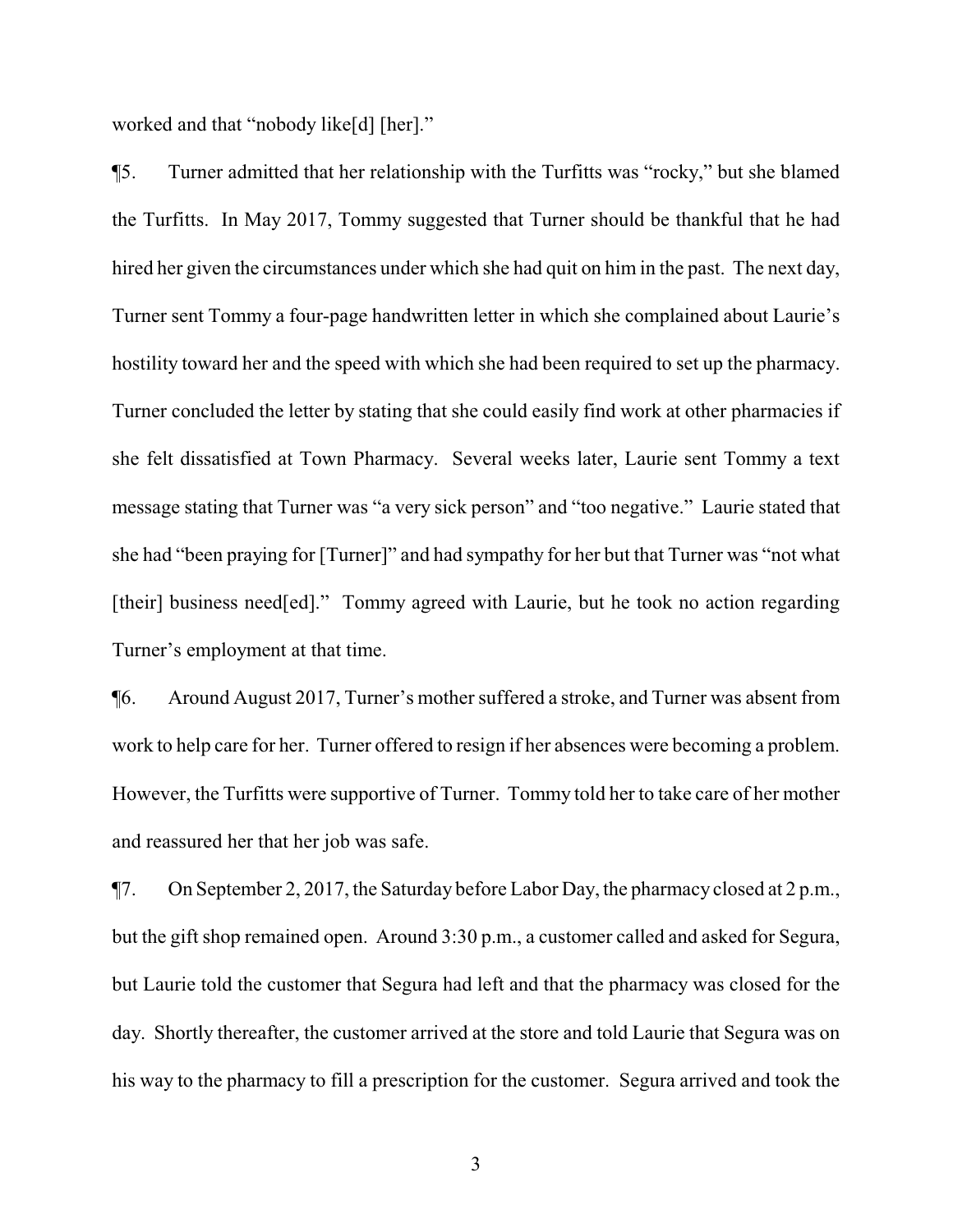worked and that "nobody like[d] [her]."

¶5. Turner admitted that her relationship with the Turfitts was "rocky," but she blamed the Turfitts. In May 2017, Tommy suggested that Turner should be thankful that he had hired her given the circumstances under which she had quit on him in the past. The next day, Turner sent Tommy a four-page handwritten letter in which she complained about Laurie's hostility toward her and the speed with which she had been required to set up the pharmacy. Turner concluded the letter by stating that she could easily find work at other pharmacies if she felt dissatisfied at Town Pharmacy. Several weeks later, Laurie sent Tommy a text message stating that Turner was "a very sick person" and "too negative." Laurie stated that she had "been praying for [Turner]" and had sympathy for her but that Turner was "not what [their] business need[ed]." Tommy agreed with Laurie, but he took no action regarding Turner's employment at that time.

¶6. Around August 2017, Turner's mother suffered a stroke, and Turner was absent from work to help care for her. Turner offered to resign if her absences were becoming a problem. However, the Turfitts were supportive of Turner. Tommy told her to take care of her mother and reassured her that her job was safe.

¶7. On September 2, 2017, the Saturday before Labor Day, the pharmacy closed at 2 p.m., but the gift shop remained open. Around 3:30 p.m., a customer called and asked for Segura, but Laurie told the customer that Segura had left and that the pharmacy was closed for the day. Shortly thereafter, the customer arrived at the store and told Laurie that Segura was on his way to the pharmacy to fill a prescription for the customer. Segura arrived and took the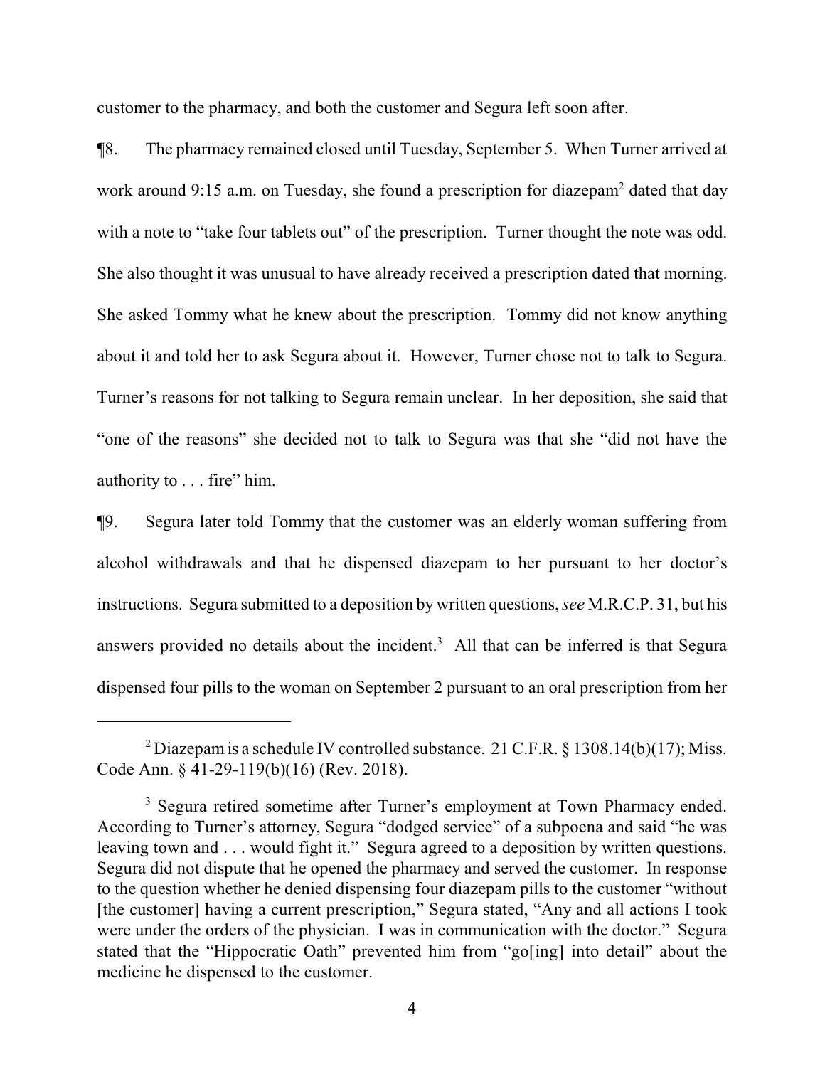customer to the pharmacy, and both the customer and Segura left soon after.

¶8. The pharmacy remained closed until Tuesday, September 5. When Turner arrived at work around 9:15 a.m. on Tuesday, she found a prescription for diazepam[2] dated that day with a note to "take four tablets out" of the prescription. Turner thought the note was odd. She also thought it was unusual to have already received a prescription dated that morning. She asked Tommy what he knew about the prescription. Tommy did not know anything about it and told her to ask Segura about it. However, Turner chose not to talk to Segura. Turner's reasons for not talking to Segura remain unclear. In her deposition, she said that "one of the reasons" she decided not to talk to Segura was that she "did not have the authority to . . . fire" him.

¶9. Segura later told Tommy that the customer was an elderly woman suffering from alcohol withdrawals and that he dispensed diazepam to her pursuant to her doctor's instructions. Segura submitted to a deposition by written questions, *see* M.R.C.P. 31, but his answers provided no details about the incident.[3] All that can be inferred is that Segura dispensed four pills to the woman on September 2 pursuant to an oral prescription from her

---

[2] Diazepam is a schedule IV controlled substance. 21 C.F.R. § 1308.14(b)(17); Miss. Code Ann. § 41-29-119(b)(16) (Rev. 2018).

[3] Segura retired sometime after Turner's employment at Town Pharmacy ended. According to Turner's attorney, Segura "dodged service" of a subpoena and said "he was leaving town and . . . would fight it." Segura agreed to a deposition by written questions. Segura did not dispute that he opened the pharmacy and served the customer. In response to the question whether he denied dispensing four diazepam pills to the customer "without [the customer] having a current prescription," Segura stated, "Any and all actions I took were under the orders of the physician. I was in communication with the doctor." Segura stated that the "Hippocratic Oath" prevented him from "go[ing] into detail" about the medicine he dispensed to the customer.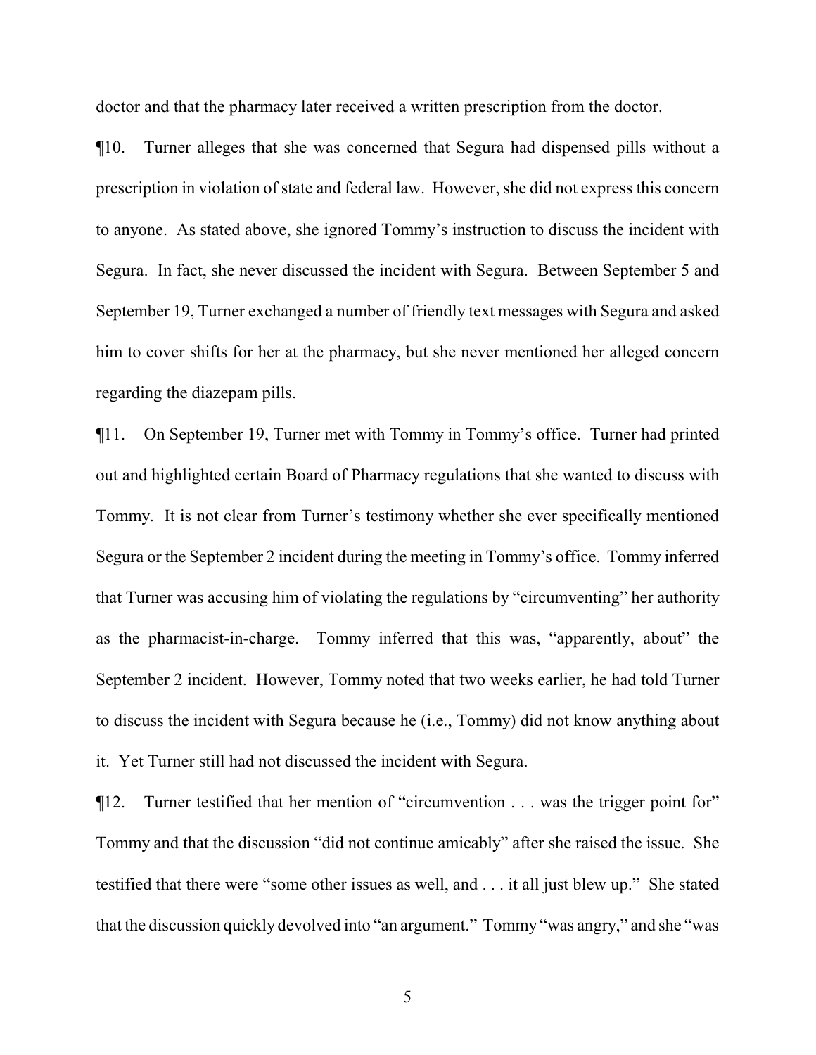doctor and that the pharmacy later received a written prescription from the doctor.

¶10. Turner alleges that she was concerned that Segura had dispensed pills without a prescription in violation of state and federal law. However, she did not express this concern to anyone. As stated above, she ignored Tommy's instruction to discuss the incident with Segura. In fact, she never discussed the incident with Segura. Between September 5 and September 19, Turner exchanged a number of friendly text messages with Segura and asked him to cover shifts for her at the pharmacy, but she never mentioned her alleged concern regarding the diazepam pills.

¶11. On September 19, Turner met with Tommy in Tommy's office. Turner had printed out and highlighted certain Board of Pharmacy regulations that she wanted to discuss with Tommy. It is not clear from Turner's testimony whether she ever specifically mentioned Segura or the September 2 incident during the meeting in Tommy's office. Tommy inferred that Turner was accusing him of violating the regulations by "circumventing" her authority as the pharmacist-in-charge. Tommy inferred that this was, "apparently, about" the September 2 incident. However, Tommy noted that two weeks earlier, he had told Turner to discuss the incident with Segura because he (i.e., Tommy) did not know anything about it. Yet Turner still had not discussed the incident with Segura.

¶12. Turner testified that her mention of "circumvention . . . was the trigger point for" Tommy and that the discussion "did not continue amicably" after she raised the issue. She testified that there were "some other issues as well, and . . . it all just blew up." She stated that the discussion quickly devolved into "an argument." Tommy "was angry," and she "was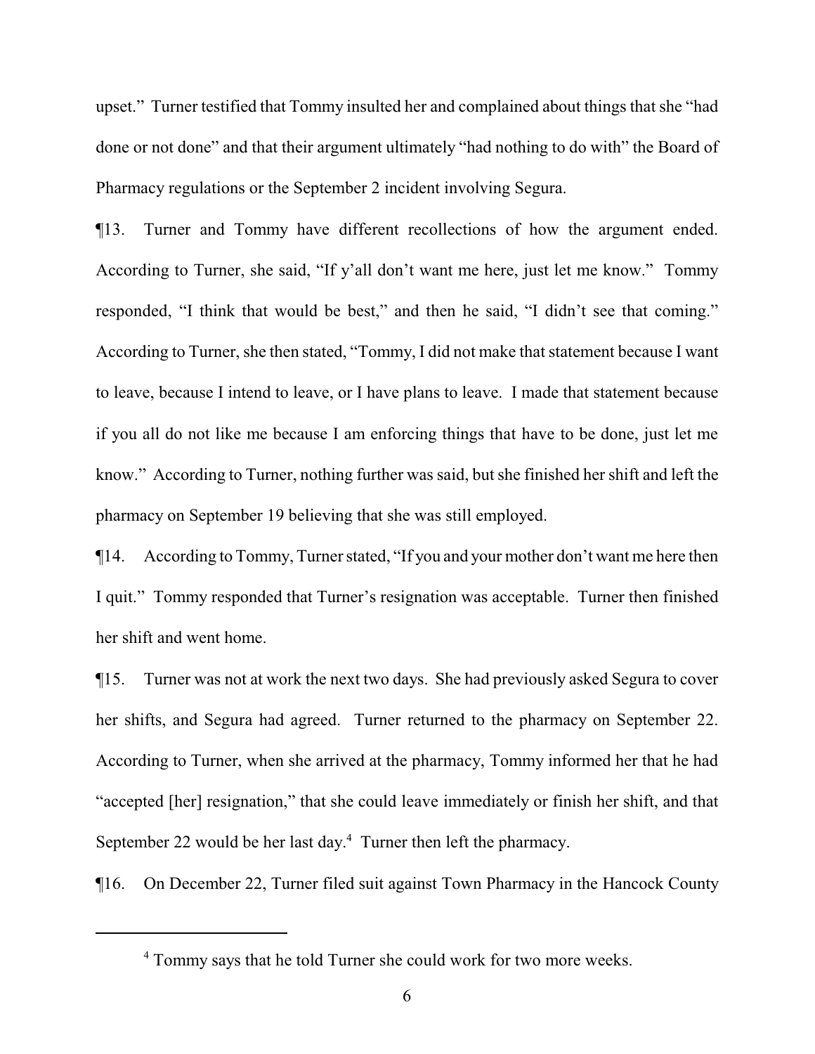upset." Turner testified that Tommy insulted her and complained about things that she "had done or not done" and that their argument ultimately "had nothing to do with" the Board of Pharmacy regulations or the September 2 incident involving Segura.

¶13. Turner and Tommy have different recollections of how the argument ended. According to Turner, she said, "If y'all don't want me here, just let me know." Tommy responded, "I think that would be best," and then he said, "I didn't see that coming." According to Turner, she then stated, "Tommy, I did not make that statement because I want to leave, because I intend to leave, or I have plans to leave. I made that statement because if you all do not like me because I am enforcing things that have to be done, just let me know." According to Turner, nothing further was said, but she finished her shift and left the pharmacy on September 19 believing that she was still employed.

¶14. According to Tommy, Turner stated, "If you and your mother don't want me here then I quit." Tommy responded that Turner's resignation was acceptable. Turner then finished her shift and went home.

¶15. Turner was not at work the next two days. She had previously asked Segura to cover her shifts, and Segura had agreed. Turner returned to the pharmacy on September 22. According to Turner, when she arrived at the pharmacy, Tommy informed her that he had "accepted [her] resignation," that she could leave immediately or finish her shift, and that September 22 would be her last day.[4] Turner then left the pharmacy.

¶16. On December 22, Turner filed suit against Town Pharmacy in the Hancock County

---

[4] Tommy says that he told Turner she could work for two more weeks.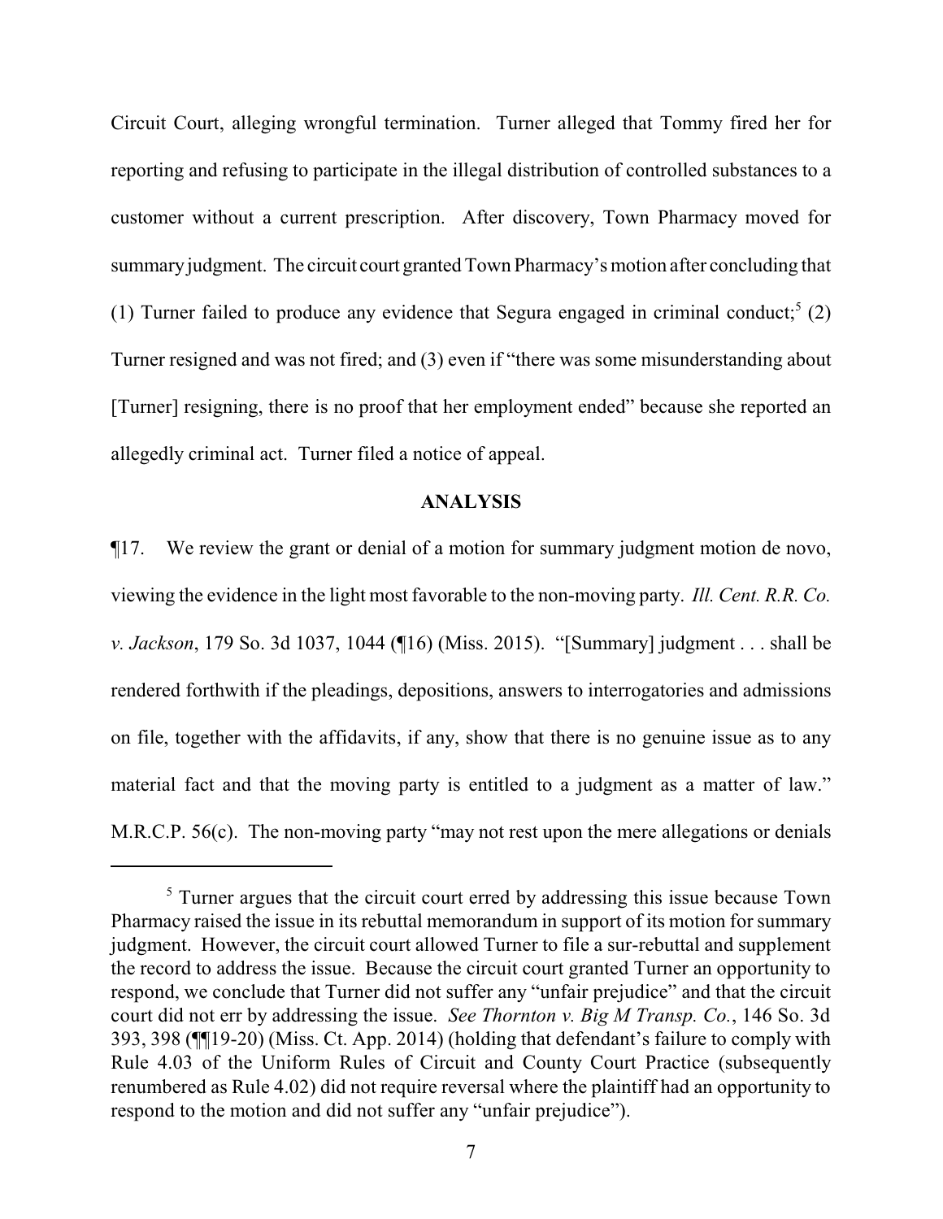Circuit Court, alleging wrongful termination. Turner alleged that Tommy fired her for reporting and refusing to participate in the illegal distribution of controlled substances to a customer without a current prescription. After discovery, Town Pharmacy moved for summary judgment. The circuit court granted Town Pharmacy's motion after concluding that (1) Turner failed to produce any evidence that Segura engaged in criminal conduct;[5] (2) Turner resigned and was not fired; and (3) even if "there was some misunderstanding about [Turner] resigning, there is no proof that her employment ended" because she reported an allegedly criminal act. Turner filed a notice of appeal.

## ANALYSIS

¶17. We review the grant or denial of a motion for summary judgment motion de novo, viewing the evidence in the light most favorable to the non-moving party. *Ill. Cent. R.R. Co. v. Jackson*, 179 So. 3d 1037, 1044 (¶16) (Miss. 2015). "[Summary] judgment . . . shall be rendered forthwith if the pleadings, depositions, answers to interrogatories and admissions on file, together with the affidavits, if any, show that there is no genuine issue as to any material fact and that the moving party is entitled to a judgment as a matter of law." M.R.C.P. 56(c). The non-moving party "may not rest upon the mere allegations or denials

---

[5] Turner argues that the circuit court erred by addressing this issue because Town Pharmacy raised the issue in its rebuttal memorandum in support of its motion for summary judgment. However, the circuit court allowed Turner to file a sur-rebuttal and supplement the record to address the issue. Because the circuit court granted Turner an opportunity to respond, we conclude that Turner did not suffer any "unfair prejudice" and that the circuit court did not err by addressing the issue. *See Thornton v. Big M Transp. Co.*, 146 So. 3d 393, 398 (¶¶19-20) (Miss. Ct. App. 2014) (holding that defendant's failure to comply with Rule 4.03 of the Uniform Rules of Circuit and County Court Practice (subsequently renumbered as Rule 4.02) did not require reversal where the plaintiff had an opportunity to respond to the motion and did not suffer any "unfair prejudice").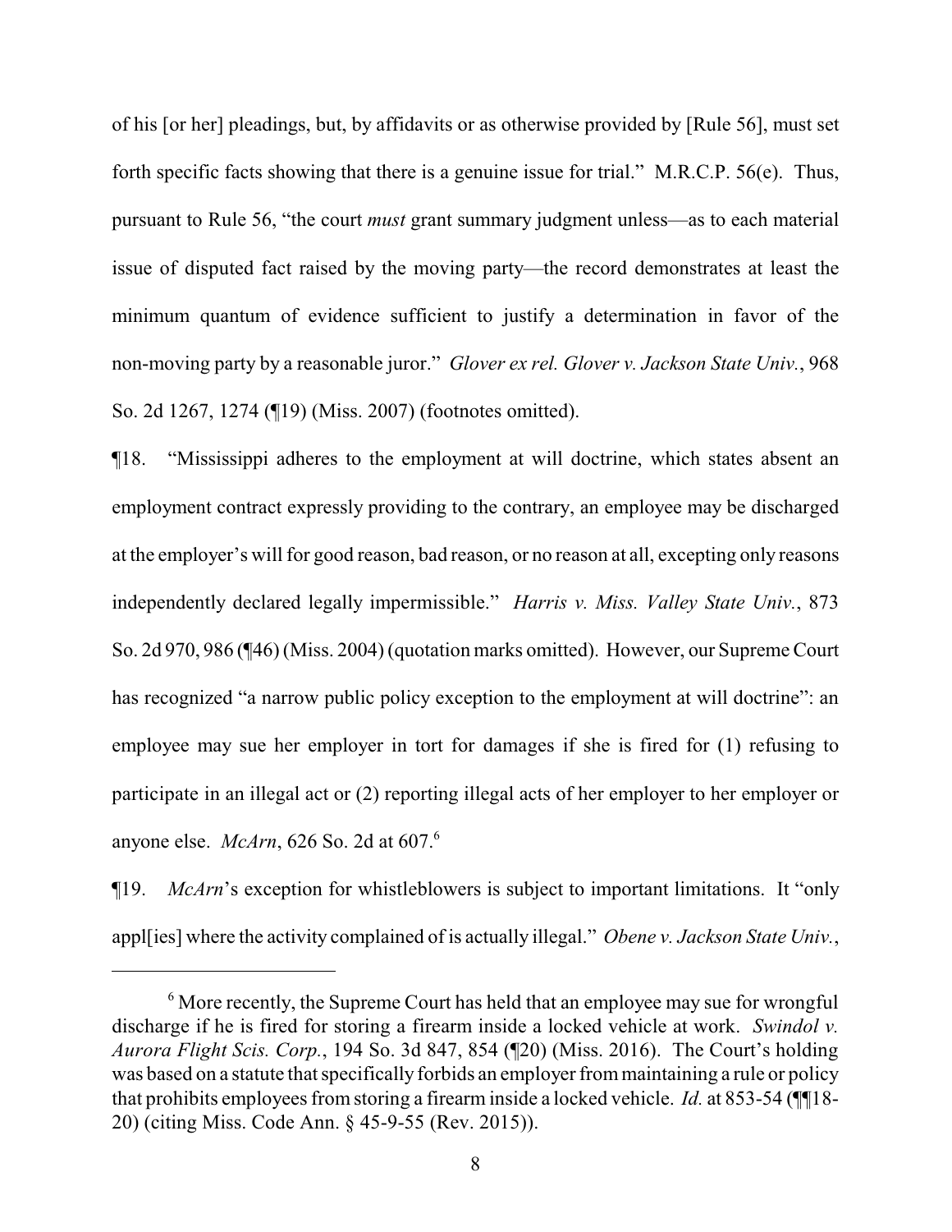of his [or her] pleadings, but, by affidavits or as otherwise provided by [Rule 56], must set forth specific facts showing that there is a genuine issue for trial." M.R.C.P. 56(e). Thus, pursuant to Rule 56, "the court *must* grant summary judgment unless—as to each material issue of disputed fact raised by the moving party—the record demonstrates at least the minimum quantum of evidence sufficient to justify a determination in favor of the non-moving party by a reasonable juror." *Glover ex rel. Glover v. Jackson State Univ.*, 968 So. 2d 1267, 1274 (¶19) (Miss. 2007) (footnotes omitted).

¶18. "Mississippi adheres to the employment at will doctrine, which states absent an employment contract expressly providing to the contrary, an employee may be discharged at the employer's will for good reason, bad reason, or no reason at all, excepting only reasons independently declared legally impermissible." *Harris v. Miss. Valley State Univ.*, 873 So. 2d 970, 986 (¶46) (Miss. 2004) (quotation marks omitted). However, our Supreme Court has recognized "a narrow public policy exception to the employment at will doctrine": an employee may sue her employer in tort for damages if she is fired for (1) refusing to participate in an illegal act or (2) reporting illegal acts of her employer to her employer or anyone else. *McArn*, 626 So. 2d at 607.[6]

¶19. *McArn*'s exception for whistleblowers is subject to important limitations. It "only appl[ies] where the activity complained of is actually illegal." *Obene v. Jackson State Univ.*,

[6] More recently, the Supreme Court has held that an employee may sue for wrongful discharge if he is fired for storing a firearm inside a locked vehicle at work. *Swindol v. Aurora Flight Scis. Corp.*, 194 So. 3d 847, 854 (¶20) (Miss. 2016). The Court's holding was based on a statute that specifically forbids an employer from maintaining a rule or policy that prohibits employees from storing a firearm inside a locked vehicle. *Id.* at 853-54 (¶¶18-20) (citing Miss. Code Ann. § 45-9-55 (Rev. 2015)).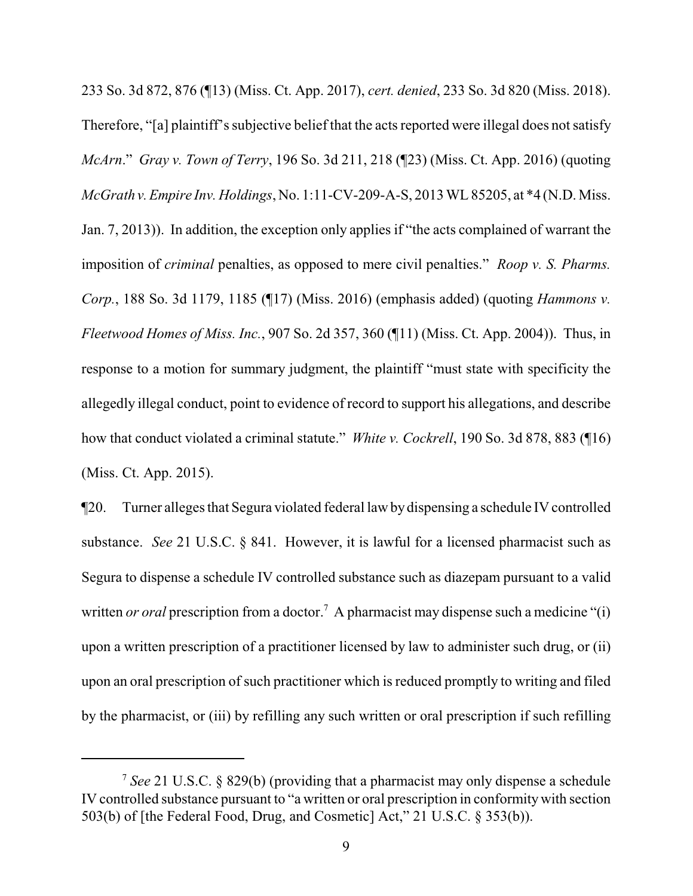233 So. 3d 872, 876 (¶13) (Miss. Ct. App. 2017), *cert. denied*, 233 So. 3d 820 (Miss. 2018). Therefore, "[a] plaintiff's subjective belief that the acts reported were illegal does not satisfy *McArn*." *Gray v. Town of Terry*, 196 So. 3d 211, 218 (¶23) (Miss. Ct. App. 2016) (quoting *McGrath v. Empire Inv. Holdings*, No. 1:11-CV-209-A-S, 2013 WL 85205, at *4 (N.D. Miss. Jan. 7, 2013)). In addition, the exception only applies if "the acts complained of warrant the imposition of *criminal* penalties, as opposed to mere civil penalties." *Roop v. S. Pharms. Corp.*, 188 So. 3d 1179, 1185 (¶17) (Miss. 2016) (emphasis added) (quoting *Hammons v. Fleetwood Homes of Miss. Inc.*, 907 So. 2d 357, 360 (¶11) (Miss. Ct. App. 2004)). Thus, in response to a motion for summary judgment, the plaintiff "must state with specificity the allegedly illegal conduct, point to evidence of record to support his allegations, and describe how that conduct violated a criminal statute." *White v. Cockrell*, 190 So. 3d 878, 883 (¶16) (Miss. Ct. App. 2015).

¶20. Turner alleges that Segura violated federal law by dispensing a schedule IV controlled substance. *See* 21 U.S.C. § 841. However, it is lawful for a licensed pharmacist such as Segura to dispense a schedule IV controlled substance such as diazepam pursuant to a valid written *or oral* prescription from a doctor.[7] A pharmacist may dispense such a medicine "(i) upon a written prescription of a practitioner licensed by law to administer such drug, or (ii) upon an oral prescription of such practitioner which is reduced promptly to writing and filed by the pharmacist, or (iii) by refilling any such written or oral prescription if such refilling

[7] *See* 21 U.S.C. § 829(b) (providing that a pharmacist may only dispense a schedule IV controlled substance pursuant to "a written or oral prescription in conformity with section 503(b) of [the Federal Food, Drug, and Cosmetic] Act," 21 U.S.C. § 353(b)).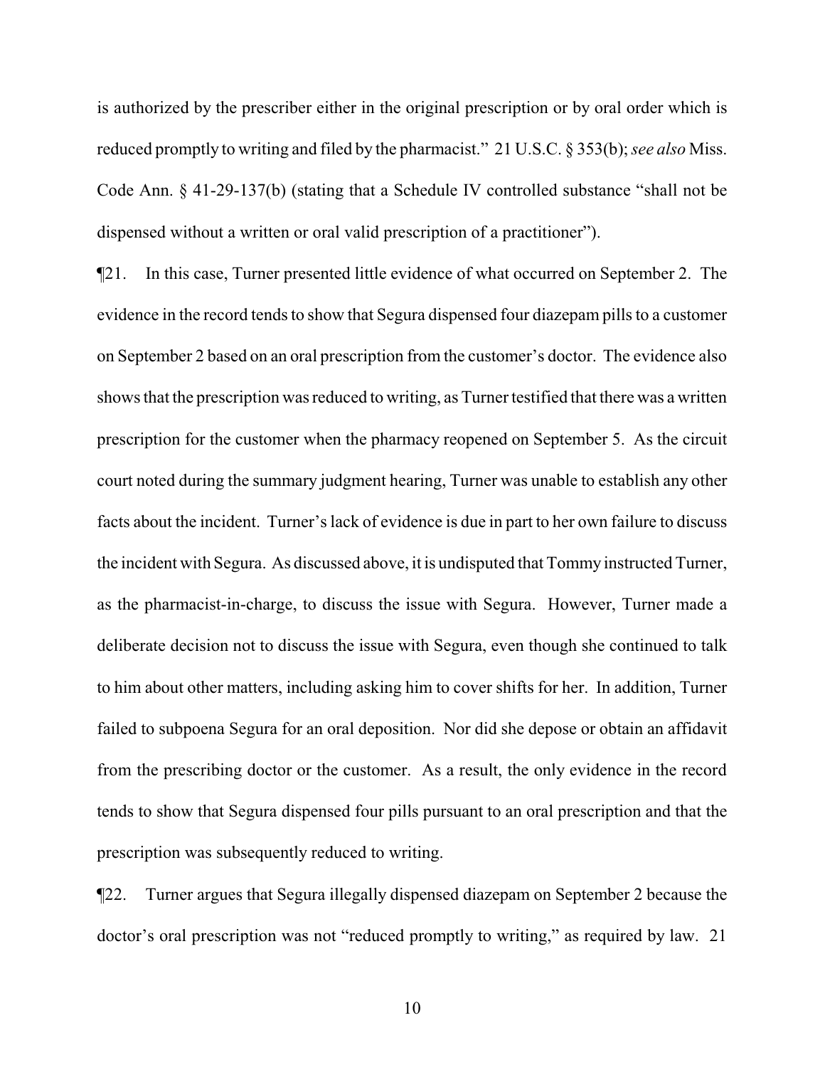is authorized by the prescriber either in the original prescription or by oral order which is reduced promptly to writing and filed by the pharmacist." 21 U.S.C. § 353(b); *see also* Miss. Code Ann. § 41-29-137(b) (stating that a Schedule IV controlled substance "shall not be dispensed without a written or oral valid prescription of a practitioner").

¶21. In this case, Turner presented little evidence of what occurred on September 2. The evidence in the record tends to show that Segura dispensed four diazepam pills to a customer on September 2 based on an oral prescription from the customer's doctor. The evidence also shows that the prescription was reduced to writing, as Turner testified that there was a written prescription for the customer when the pharmacy reopened on September 5. As the circuit court noted during the summary judgment hearing, Turner was unable to establish any other facts about the incident. Turner's lack of evidence is due in part to her own failure to discuss the incident with Segura. As discussed above, it is undisputed that Tommy instructed Turner, as the pharmacist-in-charge, to discuss the issue with Segura. However, Turner made a deliberate decision not to discuss the issue with Segura, even though she continued to talk to him about other matters, including asking him to cover shifts for her. In addition, Turner failed to subpoena Segura for an oral deposition. Nor did she depose or obtain an affidavit from the prescribing doctor or the customer. As a result, the only evidence in the record tends to show that Segura dispensed four pills pursuant to an oral prescription and that the prescription was subsequently reduced to writing.

¶22. Turner argues that Segura illegally dispensed diazepam on September 2 because the doctor's oral prescription was not "reduced promptly to writing," as required by law. 21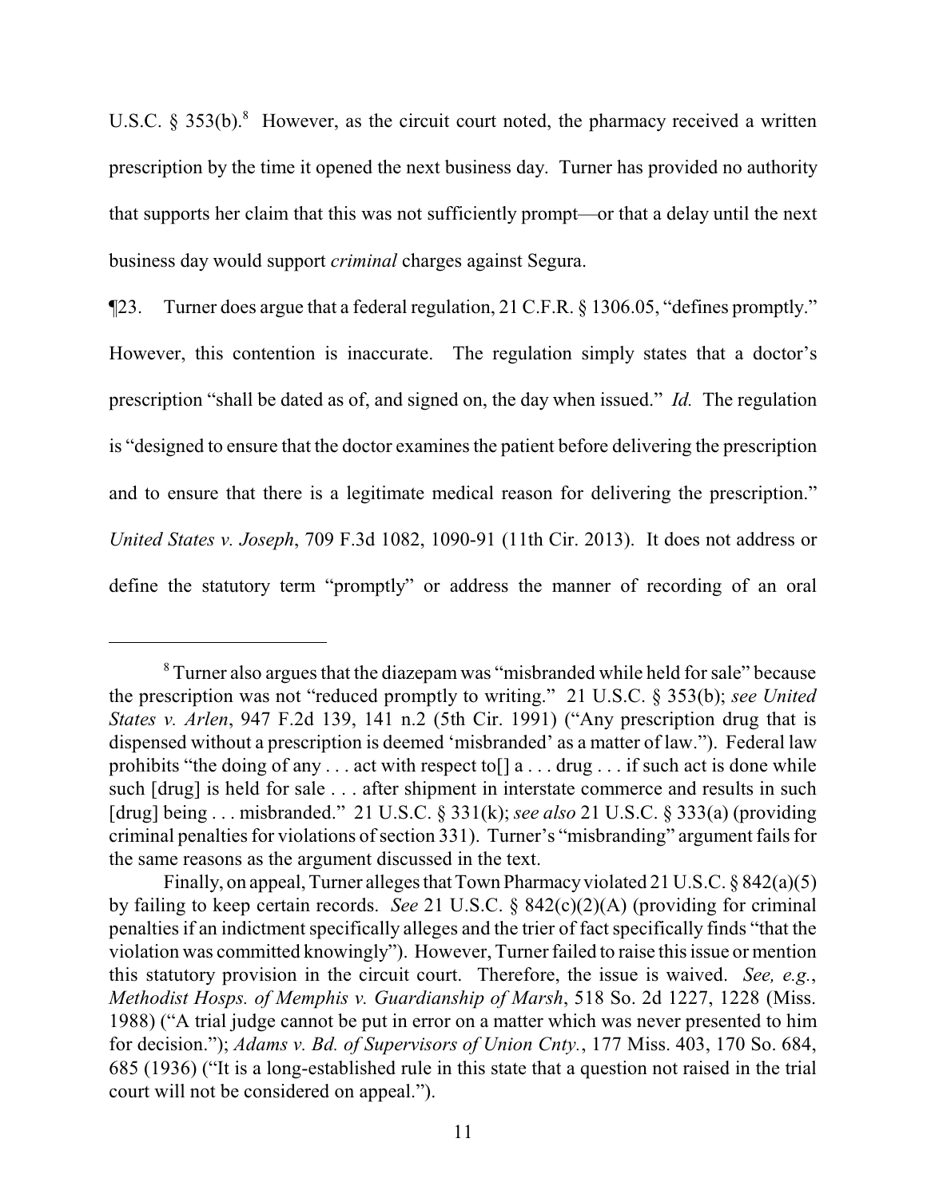U.S.C. § 353(b).[8] However, as the circuit court noted, the pharmacy received a written prescription by the time it opened the next business day. Turner has provided no authority that supports her claim that this was not sufficiently prompt—or that a delay until the next business day would support *criminal* charges against Segura.

¶23. Turner does argue that a federal regulation, 21 C.F.R. § 1306.05, "defines promptly." However, this contention is inaccurate. The regulation simply states that a doctor's prescription "shall be dated as of, and signed on, the day when issued." *Id.* The regulation is "designed to ensure that the doctor examines the patient before delivering the prescription and to ensure that there is a legitimate medical reason for delivering the prescription." *United States v. Joseph*, 709 F.3d 1082, 1090-91 (11th Cir. 2013). It does not address or define the statutory term "promptly" or address the manner of recording of an oral

---

[8] Turner also argues that the diazepam was "misbranded while held for sale" because the prescription was not "reduced promptly to writing." 21 U.S.C. § 353(b); *see United States v. Arlen*, 947 F.2d 139, 141 n.2 (5th Cir. 1991) ("Any prescription drug that is dispensed without a prescription is deemed 'misbranded' as a matter of law."). Federal law prohibits "the doing of any . . . act with respect to[] a . . . drug . . . if such act is done while such [drug] is held for sale . . . after shipment in interstate commerce and results in such [drug] being . . . misbranded." 21 U.S.C. § 331(k); *see also* 21 U.S.C. § 333(a) (providing criminal penalties for violations of section 331). Turner's "misbranding" argument fails for the same reasons as the argument discussed in the text.

Finally, on appeal, Turner alleges that Town Pharmacy violated 21 U.S.C. § 842(a)(5) by failing to keep certain records. *See* 21 U.S.C. § 842(c)(2)(A) (providing for criminal penalties if an indictment specifically alleges and the trier of fact specifically finds "that the violation was committed knowingly"). However, Turner failed to raise this issue or mention this statutory provision in the circuit court. Therefore, the issue is waived. *See, e.g.*, *Methodist Hosps. of Memphis v. Guardianship of Marsh*, 518 So. 2d 1227, 1228 (Miss. 1988) ("A trial judge cannot be put in error on a matter which was never presented to him for decision."); *Adams v. Bd. of Supervisors of Union Cnty.*, 177 Miss. 403, 170 So. 684, 685 (1936) ("It is a long-established rule in this state that a question not raised in the trial court will not be considered on appeal.").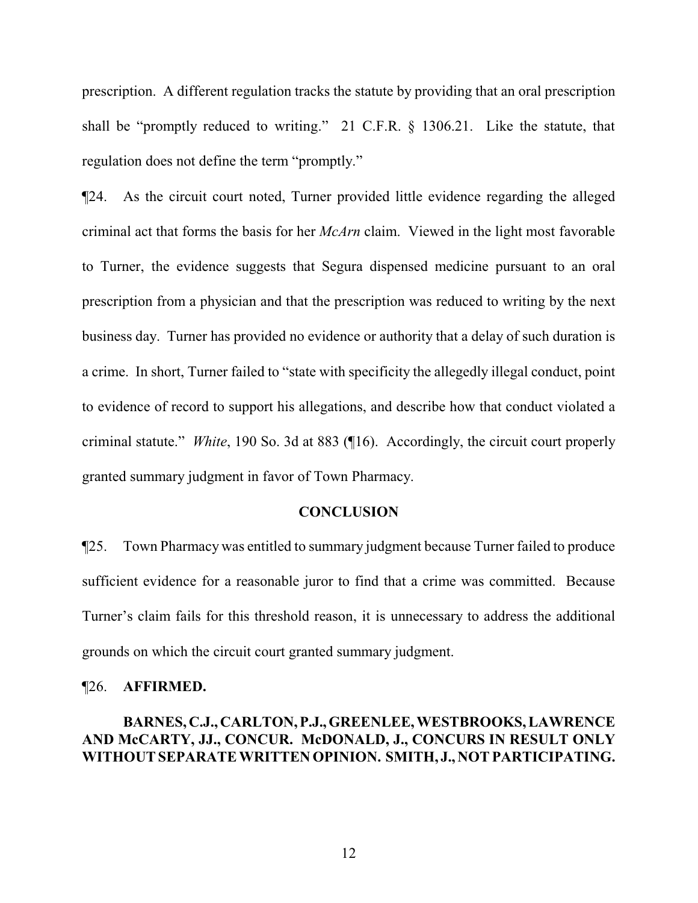prescription. A different regulation tracks the statute by providing that an oral prescription shall be "promptly reduced to writing." 21 C.F.R. § 1306.21. Like the statute, that regulation does not define the term "promptly."

¶24. As the circuit court noted, Turner provided little evidence regarding the alleged criminal act that forms the basis for her *McArn* claim. Viewed in the light most favorable to Turner, the evidence suggests that Segura dispensed medicine pursuant to an oral prescription from a physician and that the prescription was reduced to writing by the next business day. Turner has provided no evidence or authority that a delay of such duration is a crime. In short, Turner failed to "state with specificity the allegedly illegal conduct, point to evidence of record to support his allegations, and describe how that conduct violated a criminal statute." *White*, 190 So. 3d at 883 (¶16). Accordingly, the circuit court properly granted summary judgment in favor of Town Pharmacy.

## CONCLUSION

¶25. Town Pharmacy was entitled to summary judgment because Turner failed to produce sufficient evidence for a reasonable juror to find that a crime was committed. Because Turner's claim fails for this threshold reason, it is unnecessary to address the additional grounds on which the circuit court granted summary judgment.

¶26. **AFFIRMED.**

**BARNES, C.J., CARLTON, P.J., GREENLEE, WESTBROOKS, LAWRENCE AND McCARTY, JJ., CONCUR. McDONALD, J., CONCURS IN RESULT ONLY WITHOUT SEPARATE WRITTEN OPINION. SMITH, J., NOT PARTICIPATING.**